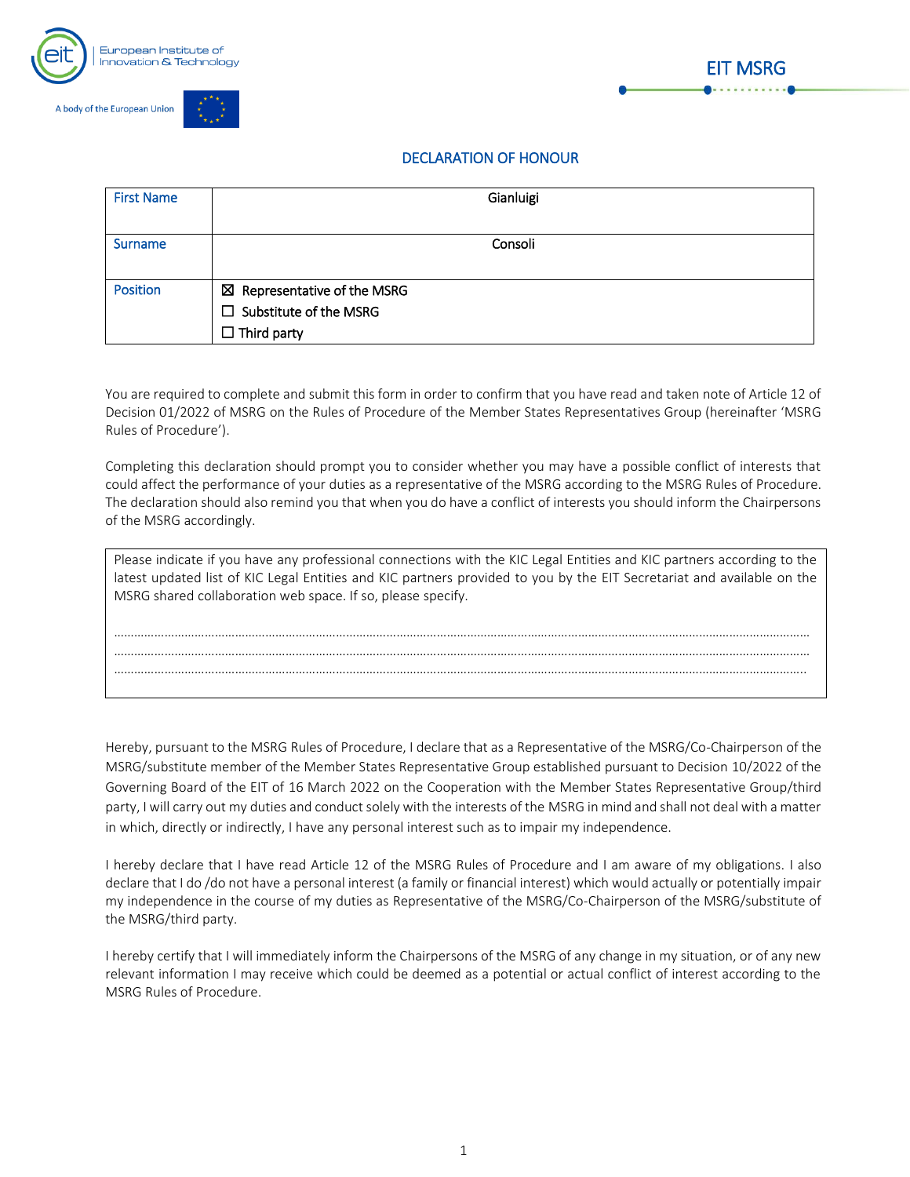EIT MSRG

# DECLARATION OF HONOUR

| First Name | Gianluigi |
|---|---|
| Surname | Consoli |
| Position | ☒ Representative of the MSRG<br>☐ Substitute of the MSRG<br>☐ Third party |

You are required to complete and submit this form in order to confirm that you have read and taken note of Article 12 of Decision 01/2022 of MSRG on the Rules of Procedure of the Member States Representatives Group (hereinafter 'MSRG Rules of Procedure').

Completing this declaration should prompt you to consider whether you may have a possible conflict of interests that could affect the performance of your duties as a representative of the MSRG according to the MSRG Rules of Procedure. The declaration should also remind you that when you do have a conflict of interests you should inform the Chairpersons of the MSRG accordingly.

Please indicate if you have any professional connections with the KIC Legal Entities and KIC partners according to the latest updated list of KIC Legal Entities and KIC partners provided to you by the EIT Secretariat and available on the MSRG shared collaboration web space. If so, please specify.

……………………………………………………………………………………………………………………………………………………………………
……………………………………………………………………………………………………………………………………………………………………
……………………………………………………………………………………………………………………………………………………………………

Hereby, pursuant to the MSRG Rules of Procedure, I declare that as a Representative of the MSRG/Co-Chairperson of the MSRG/substitute member of the Member States Representative Group established pursuant to Decision 10/2022 of the Governing Board of the EIT of 16 March 2022 on the Cooperation with the Member States Representative Group/third party, I will carry out my duties and conduct solely with the interests of the MSRG in mind and shall not deal with a matter in which, directly or indirectly, I have any personal interest such as to impair my independence.

I hereby declare that I have read Article 12 of the MSRG Rules of Procedure and I am aware of my obligations. I also declare that I do /do not have a personal interest (a family or financial interest) which would actually or potentially impair my independence in the course of my duties as Representative of the MSRG/Co-Chairperson of the MSRG/substitute of the MSRG/third party.

I hereby certify that I will immediately inform the Chairpersons of the MSRG of any change in my situation, or of any new relevant information I may receive which could be deemed as a potential or actual conflict of interest according to the MSRG Rules of Procedure.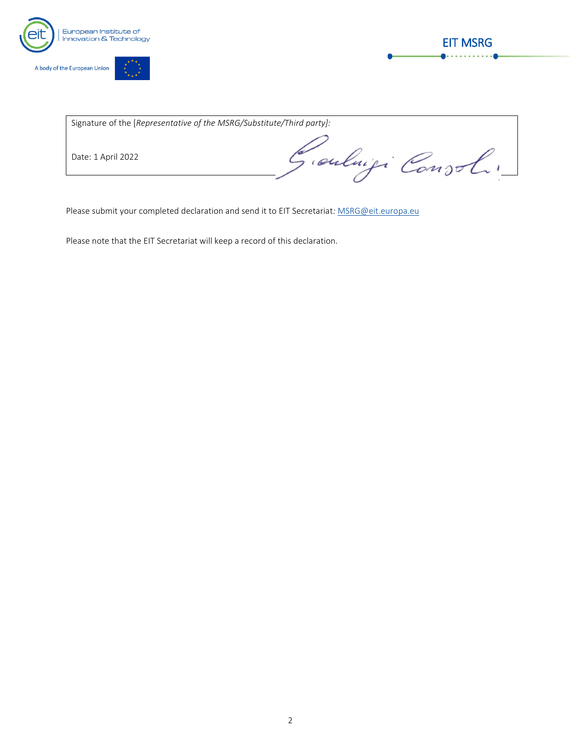| |
|---|
| Signature of the [*Representative of the MSRG/Substitute/Third party]:*<br><br>Date: 1 April 2022 |

Please submit your completed declaration and send it to EIT Secretariat*:* [MSRG@eit.europa.eu](mailto:MSRG@eit.europa.eu)

Please note that the EIT Secretariat will keep a record of this declaration.